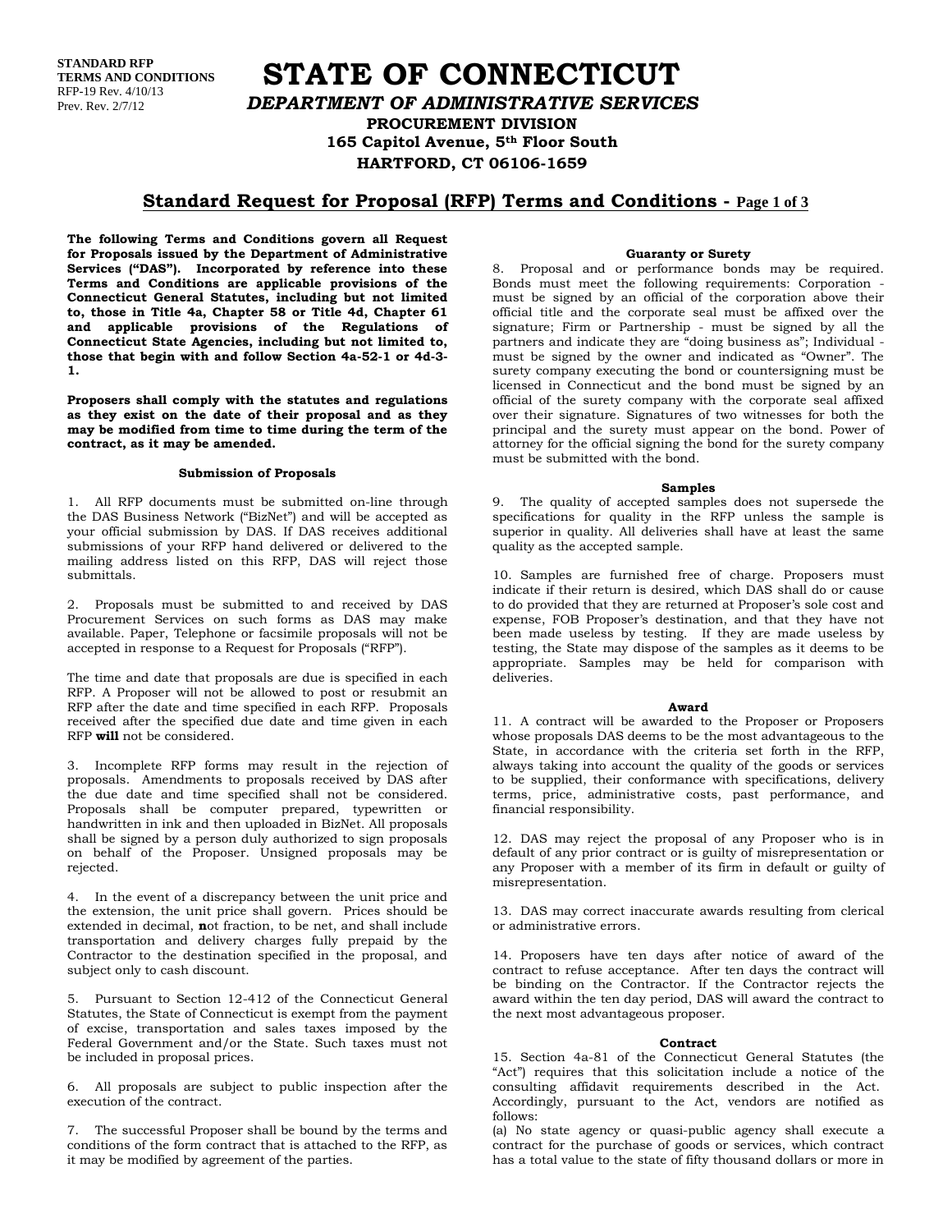STANDARD RFP
TERMS AND CONDITIONS
RFP-19 Rev. 4/10/13
Prev. Rev. 2/7/12

# STATE OF CONNECTICUT

## *DEPARTMENT OF ADMINISTRATIVE SERVICES*

**PROCUREMENT DIVISION**
**165 Capitol Avenue, 5th Floor South**
**HARTFORD, CT 06106-1659**

## Standard Request for Proposal (RFP) Terms and Conditions - Page 1 of 3

**The following Terms and Conditions govern all Request for Proposals issued by the Department of Administrative Services ("DAS"). Incorporated by reference into these Terms and Conditions are applicable provisions of the Connecticut General Statutes, including but not limited to, those in Title 4a, Chapter 58 or Title 4d, Chapter 61 and applicable provisions of the Regulations of Connecticut State Agencies, including but not limited to, those that begin with and follow Section 4a-52-1 or 4d-3-1.**

**Proposers shall comply with the statutes and regulations as they exist on the date of their proposal and as they may be modified from time to time during the term of the contract, as it may be amended.**

### Submission of Proposals

1. All RFP documents must be submitted on-line through the DAS Business Network ("BizNet") and will be accepted as your official submission by DAS. If DAS receives additional submissions of your RFP hand delivered or delivered to the mailing address listed on this RFP, DAS will reject those submittals.

2. Proposals must be submitted to and received by DAS Procurement Services on such forms as DAS may make available. Paper, Telephone or facsimile proposals will not be accepted in response to a Request for Proposals ("RFP").

The time and date that proposals are due is specified in each RFP. A Proposer will not be allowed to post or resubmit an RFP after the date and time specified in each RFP. Proposals received after the specified due date and time given in each RFP **will** not be considered.

3. Incomplete RFP forms may result in the rejection of proposals. Amendments to proposals received by DAS after the due date and time specified shall not be considered. Proposals shall be computer prepared, typewritten or handwritten in ink and then uploaded in BizNet. All proposals shall be signed by a person duly authorized to sign proposals on behalf of the Proposer. Unsigned proposals may be rejected.

4. In the event of a discrepancy between the unit price and the extension, the unit price shall govern. Prices should be extended in decimal, **n**ot fraction, to be net, and shall include transportation and delivery charges fully prepaid by the Contractor to the destination specified in the proposal, and subject only to cash discount.

5. Pursuant to Section 12-412 of the Connecticut General Statutes, the State of Connecticut is exempt from the payment of excise, transportation and sales taxes imposed by the Federal Government and/or the State. Such taxes must not be included in proposal prices.

6. All proposals are subject to public inspection after the execution of the contract.

7. The successful Proposer shall be bound by the terms and conditions of the form contract that is attached to the RFP, as it may be modified by agreement of the parties.

### Guaranty or Surety

8. Proposal and or performance bonds may be required. Bonds must meet the following requirements: Corporation - must be signed by an official of the corporation above their official title and the corporate seal must be affixed over the signature; Firm or Partnership - must be signed by all the partners and indicate they are "doing business as"; Individual - must be signed by the owner and indicated as "Owner". The surety company executing the bond or countersigning must be licensed in Connecticut and the bond must be signed by an official of the surety company with the corporate seal affixed over their signature. Signatures of two witnesses for both the principal and the surety must appear on the bond. Power of attorney for the official signing the bond for the surety company must be submitted with the bond.

### Samples

9. The quality of accepted samples does not supersede the specifications for quality in the RFP unless the sample is superior in quality. All deliveries shall have at least the same quality as the accepted sample.

10. Samples are furnished free of charge. Proposers must indicate if their return is desired, which DAS shall do or cause to do provided that they are returned at Proposer's sole cost and expense, FOB Proposer's destination, and that they have not been made useless by testing. If they are made useless by testing, the State may dispose of the samples as it deems to be appropriate. Samples may be held for comparison with deliveries.

### Award

11. A contract will be awarded to the Proposer or Proposers whose proposals DAS deems to be the most advantageous to the State, in accordance with the criteria set forth in the RFP, always taking into account the quality of the goods or services to be supplied, their conformance with specifications, delivery terms, price, administrative costs, past performance, and financial responsibility.

12. DAS may reject the proposal of any Proposer who is in default of any prior contract or is guilty of misrepresentation or any Proposer with a member of its firm in default or guilty of misrepresentation.

13. DAS may correct inaccurate awards resulting from clerical or administrative errors.

14. Proposers have ten days after notice of award of the contract to refuse acceptance. After ten days the contract will be binding on the Contractor. If the Contractor rejects the award within the ten day period, DAS will award the contract to the next most advantageous proposer.

### Contract

15. Section 4a-81 of the Connecticut General Statutes (the "Act") requires that this solicitation include a notice of the consulting affidavit requirements described in the Act. Accordingly, pursuant to the Act, vendors are notified as follows:

(a) No state agency or quasi-public agency shall execute a contract for the purchase of goods or services, which contract has a total value to the state of fifty thousand dollars or more in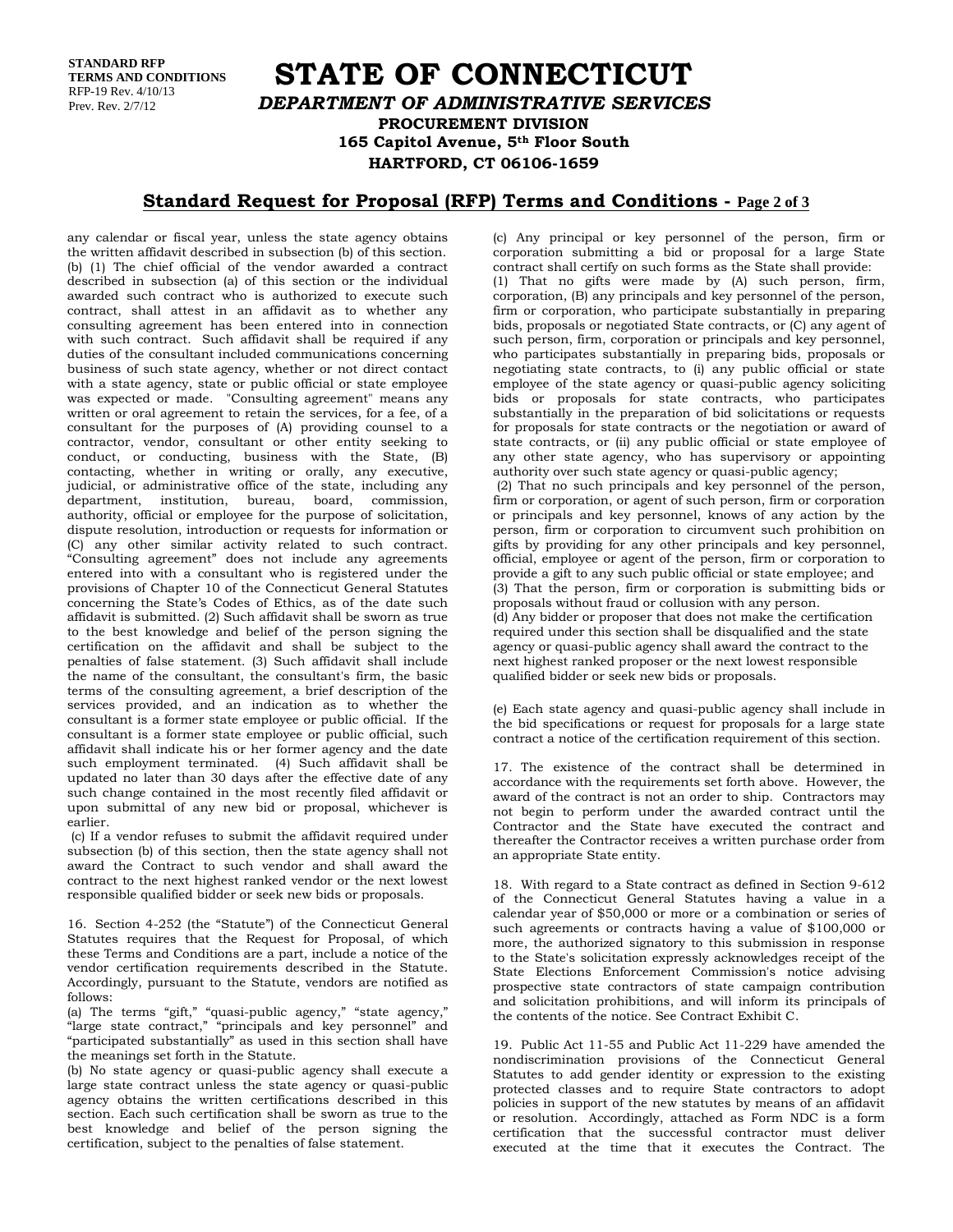**STANDARD RFP TERMS AND CONDITIONS**
RFP-19 Rev. 4/10/13
Prev. Rev. 2/7/12

# STATE OF CONNECTICUT

## *DEPARTMENT OF ADMINISTRATIVE SERVICES*

**PROCUREMENT DIVISION**
**165 Capitol Avenue, 5th Floor South**
**HARTFORD, CT 06106-1659**

## Standard Request for Proposal (RFP) Terms and Conditions - Page 2 of 3

any calendar or fiscal year, unless the state agency obtains the written affidavit described in subsection (b) of this section. (b) (1) The chief official of the vendor awarded a contract described in subsection (a) of this section or the individual awarded such contract who is authorized to execute such contract, shall attest in an affidavit as to whether any consulting agreement has been entered into in connection with such contract. Such affidavit shall be required if any duties of the consultant included communications concerning business of such state agency, whether or not direct contact with a state agency, state or public official or state employee was expected or made. "Consulting agreement" means any written or oral agreement to retain the services, for a fee, of a consultant for the purposes of (A) providing counsel to a contractor, vendor, consultant or other entity seeking to conduct, or conducting, business with the State, (B) contacting, whether in writing or orally, any executive, judicial, or administrative office of the state, including any department, institution, bureau, board, commission, authority, official or employee for the purpose of solicitation, dispute resolution, introduction or requests for information or (C) any other similar activity related to such contract. "Consulting agreement" does not include any agreements entered into with a consultant who is registered under the provisions of Chapter 10 of the Connecticut General Statutes concerning the State's Codes of Ethics, as of the date such affidavit is submitted. (2) Such affidavit shall be sworn as true to the best knowledge and belief of the person signing the certification on the affidavit and shall be subject to the penalties of false statement. (3) Such affidavit shall include the name of the consultant, the consultant's firm, the basic terms of the consulting agreement, a brief description of the services provided, and an indication as to whether the consultant is a former state employee or public official. If the consultant is a former state employee or public official, such affidavit shall indicate his or her former agency and the date such employment terminated. (4) Such affidavit shall be updated no later than 30 days after the effective date of any such change contained in the most recently filed affidavit or upon submittal of any new bid or proposal, whichever is earlier.

(c) If a vendor refuses to submit the affidavit required under subsection (b) of this section, then the state agency shall not award the Contract to such vendor and shall award the contract to the next highest ranked vendor or the next lowest responsible qualified bidder or seek new bids or proposals.

16. Section 4-252 (the "Statute") of the Connecticut General Statutes requires that the Request for Proposal, of which these Terms and Conditions are a part, include a notice of the vendor certification requirements described in the Statute. Accordingly, pursuant to the Statute, vendors are notified as follows:

(a) The terms "gift," "quasi-public agency," "state agency," "large state contract," "principals and key personnel" and "participated substantially" as used in this section shall have the meanings set forth in the Statute.

(b) No state agency or quasi-public agency shall execute a large state contract unless the state agency or quasi-public agency obtains the written certifications described in this section. Each such certification shall be sworn as true to the best knowledge and belief of the person signing the certification, subject to the penalties of false statement.

(c) Any principal or key personnel of the person, firm or corporation submitting a bid or proposal for a large State contract shall certify on such forms as the State shall provide:

(1) That no gifts were made by (A) such person, firm, corporation, (B) any principals and key personnel of the person, firm or corporation, who participate substantially in preparing bids, proposals or negotiated State contracts, or (C) any agent of such person, firm, corporation or principals and key personnel, who participates substantially in preparing bids, proposals or negotiating state contracts, to (i) any public official or state employee of the state agency or quasi-public agency soliciting bids or proposals for state contracts, who participates substantially in the preparation of bid solicitations or requests for proposals for state contracts or the negotiation or award of state contracts, or (ii) any public official or state employee of any other state agency, who has supervisory or appointing authority over such state agency or quasi-public agency;

(2) That no such principals and key personnel of the person, firm or corporation, or agent of such person, firm or corporation or principals and key personnel, knows of any action by the person, firm or corporation to circumvent such prohibition on gifts by providing for any other principals and key personnel, official, employee or agent of the person, firm or corporation to provide a gift to any such public official or state employee; and

(3) That the person, firm or corporation is submitting bids or proposals without fraud or collusion with any person.

(d) Any bidder or proposer that does not make the certification required under this section shall be disqualified and the state agency or quasi-public agency shall award the contract to the next highest ranked proposer or the next lowest responsible qualified bidder or seek new bids or proposals.

(e) Each state agency and quasi-public agency shall include in the bid specifications or request for proposals for a large state contract a notice of the certification requirement of this section.

17. The existence of the contract shall be determined in accordance with the requirements set forth above. However, the award of the contract is not an order to ship. Contractors may not begin to perform under the awarded contract until the Contractor and the State have executed the contract and thereafter the Contractor receives a written purchase order from an appropriate State entity.

18. With regard to a State contract as defined in Section 9-612 of the Connecticut General Statutes having a value in a calendar year of $50,000 or more or a combination or series of such agreements or contracts having a value of $100,000 or more, the authorized signatory to this submission in response to the State's solicitation expressly acknowledges receipt of the State Elections Enforcement Commission's notice advising prospective state contractors of state campaign contribution and solicitation prohibitions, and will inform its principals of the contents of the notice. See Contract Exhibit C.

19. Public Act 11-55 and Public Act 11-229 have amended the nondiscrimination provisions of the Connecticut General Statutes to add gender identity or expression to the existing protected classes and to require State contractors to adopt policies in support of the new statutes by means of an affidavit or resolution. Accordingly, attached as Form NDC is a form certification that the successful contractor must deliver executed at the time that it executes the Contract. The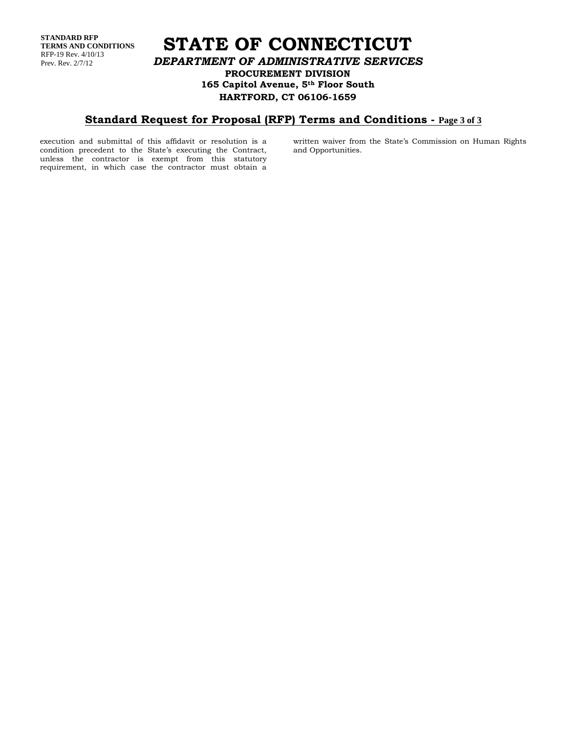execution and submittal of this affidavit or resolution is a condition precedent to the State's executing the Contract, unless the contractor is exempt from this statutory requirement, in which case the contractor must obtain a written waiver from the State's Commission on Human Rights and Opportunities.